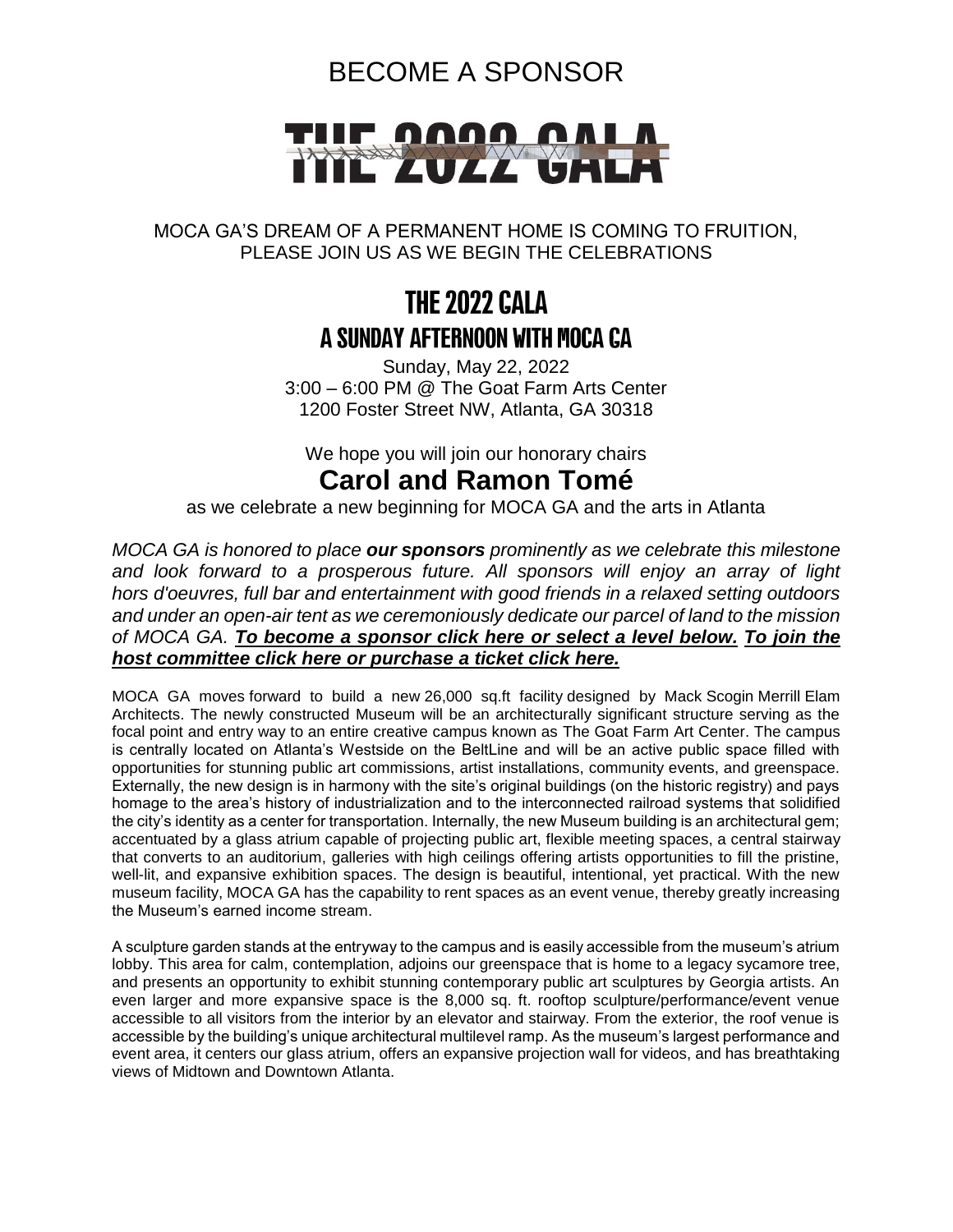# BECOME A SPONSOR

# THE 2022 GALA

MOCA GA'S DREAM OF A PERMANENT HOME IS COMING TO FRUITION, PLEASE JOIN US AS WE BEGIN THE CELEBRATIONS

## THE 2022 GALA

### A SUNDAY AFTERNOON WITH MOCA GA

Sunday, May 22, 2022
3:00 – 6:00 PM @ The Goat Farm Arts Center
1200 Foster Street NW, Atlanta, GA 30318

We hope you will join our honorary chairs

## Carol and Ramon Tomé

as we celebrate a new beginning for MOCA GA and the arts in Atlanta

*MOCA GA is honored to place **our sponsors** prominently as we celebrate this milestone and look forward to a prosperous future. All sponsors will enjoy an array of light hors d'oeuvres, full bar and entertainment with good friends in a relaxed setting outdoors and under an open-air tent as we ceremoniously dedicate our parcel of land to the mission of MOCA GA. **To become a sponsor click here or select a level below. To join the host committee click here or purchase a ticket click here.***

MOCA GA moves forward to build a new 26,000 sq.ft facility designed by Mack Scogin Merrill Elam Architects. The newly constructed Museum will be an architecturally significant structure serving as the focal point and entry way to an entire creative campus known as The Goat Farm Art Center. The campus is centrally located on Atlanta's Westside on the BeltLine and will be an active public space filled with opportunities for stunning public art commissions, artist installations, community events, and greenspace. Externally, the new design is in harmony with the site's original buildings (on the historic registry) and pays homage to the area's history of industrialization and to the interconnected railroad systems that solidified the city's identity as a center for transportation. Internally, the new Museum building is an architectural gem; accentuated by a glass atrium capable of projecting public art, flexible meeting spaces, a central stairway that converts to an auditorium, galleries with high ceilings offering artists opportunities to fill the pristine, well-lit, and expansive exhibition spaces. The design is beautiful, intentional, yet practical. With the new museum facility, MOCA GA has the capability to rent spaces as an event venue, thereby greatly increasing the Museum's earned income stream.

A sculpture garden stands at the entryway to the campus and is easily accessible from the museum's atrium lobby. This area for calm, contemplation, adjoins our greenspace that is home to a legacy sycamore tree, and presents an opportunity to exhibit stunning contemporary public art sculptures by Georgia artists. An even larger and more expansive space is the 8,000 sq. ft. rooftop sculpture/performance/event venue accessible to all visitors from the interior by an elevator and stairway. From the exterior, the roof venue is accessible by the building's unique architectural multilevel ramp. As the museum's largest performance and event area, it centers our glass atrium, offers an expansive projection wall for videos, and has breathtaking views of Midtown and Downtown Atlanta.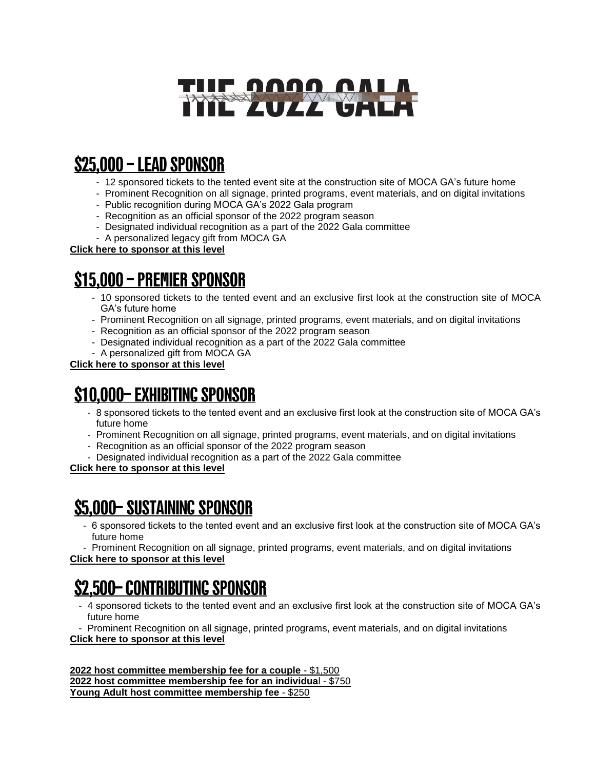# THE 2022 GALA

## $25,000 – LEAD SPONSOR

- 12 sponsored tickets to the tented event site at the construction site of MOCA GA's future home
- Prominent Recognition on all signage, printed programs, event materials, and on digital invitations
- Public recognition during MOCA GA's 2022 Gala program
- Recognition as an official sponsor of the 2022 program season
- Designated individual recognition as a part of the 2022 Gala committee
- A personalized legacy gift from MOCA GA

**Click here to sponsor at this level**

## $15,000 – PREMIER SPONSOR

- 10 sponsored tickets to the tented event and an exclusive first look at the construction site of MOCA GA's future home
- Prominent Recognition on all signage, printed programs, event materials, and on digital invitations
- Recognition as an official sponsor of the 2022 program season
- Designated individual recognition as a part of the 2022 Gala committee
- A personalized gift from MOCA GA

**Click here to sponsor at this level**

## $10,000– EXHIBITING SPONSOR

- 8 sponsored tickets to the tented event and an exclusive first look at the construction site of MOCA GA's future home
- Prominent Recognition on all signage, printed programs, event materials, and on digital invitations
- Recognition as an official sponsor of the 2022 program season
- Designated individual recognition as a part of the 2022 Gala committee

**Click here to sponsor at this level**

## $5,000– SUSTAINING SPONSOR

- 6 sponsored tickets to the tented event and an exclusive first look at the construction site of MOCA GA's future home
- Prominent Recognition on all signage, printed programs, event materials, and on digital invitations

**Click here to sponsor at this level**

## $2,500– CONTRIBUTING SPONSOR

- 4 sponsored tickets to the tented event and an exclusive first look at the construction site of MOCA GA's future home
- Prominent Recognition on all signage, printed programs, event materials, and on digital invitations

**Click here to sponsor at this level**

**2022 host committee membership fee for a couple** - $1,500
**2022 host committee membership fee for an individua**l - $750
**Young Adult host committee membership fee** - $250